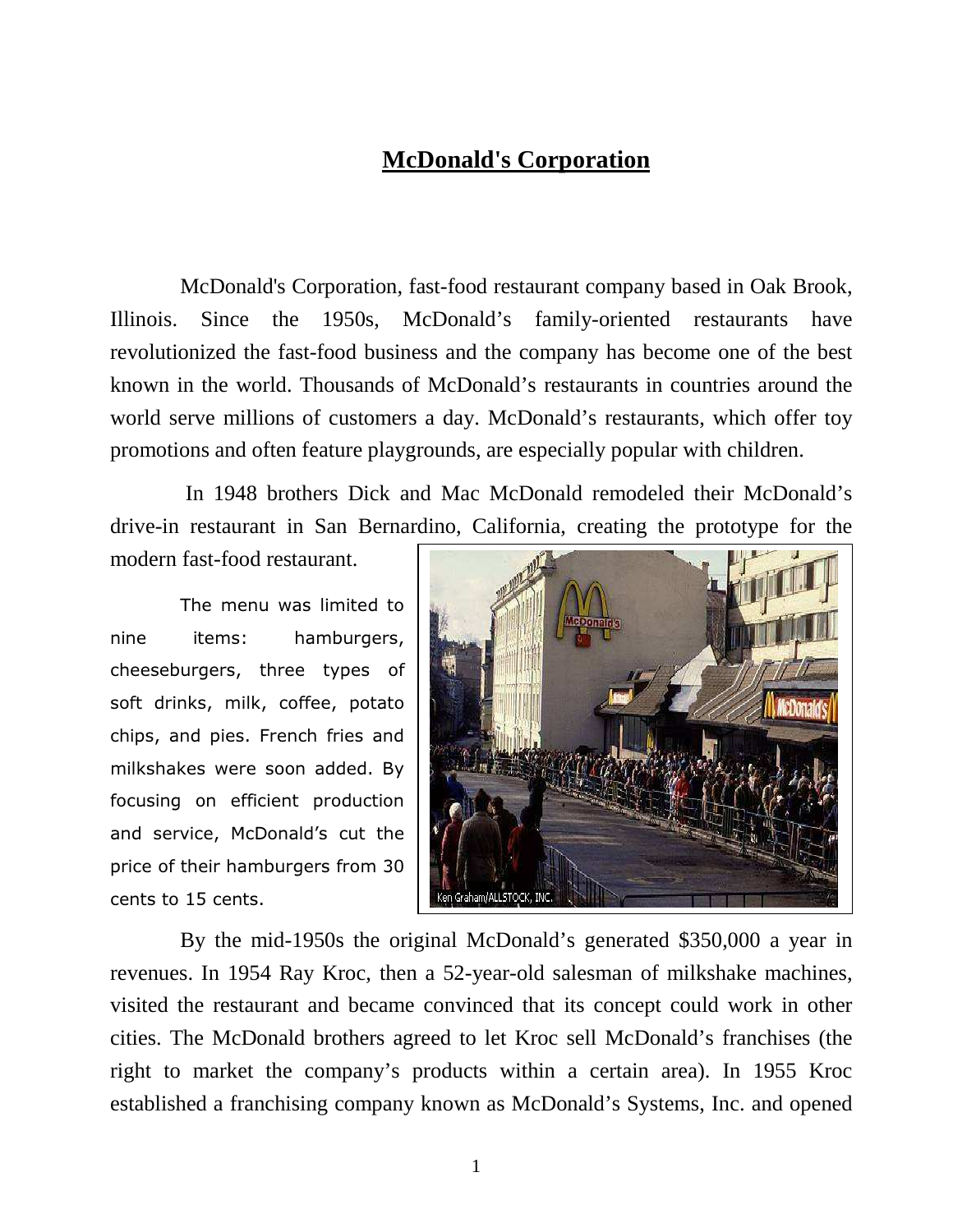# McDonald's Corporation

McDonald's Corporation, fast-food restaurant company based in Oak Brook, Illinois. Since the 1950s, McDonald's family-oriented restaurants have revolutionized the fast-food business and the company has become one of the best known in the world. Thousands of McDonald's restaurants in countries around the world serve millions of customers a day. McDonald's restaurants, which offer toy promotions and often feature playgrounds, are especially popular with children.

In 1948 brothers Dick and Mac McDonald remodeled their McDonald's drive-in restaurant in San Bernardino, California, creating the prototype for the modern fast-food restaurant.

The menu was limited to nine items: hamburgers, cheeseburgers, three types of soft drinks, milk, coffee, potato chips, and pies. French fries and milkshakes were soon added. By focusing on efficient production and service, McDonald's cut the price of their hamburgers from 30 cents to 15 cents.

Ken Graham/ALLSTOCK, INC.

By the mid-1950s the original McDonald's generated $350,000 a year in revenues. In 1954 Ray Kroc, then a 52-year-old salesman of milkshake machines, visited the restaurant and became convinced that its concept could work in other cities. The McDonald brothers agreed to let Kroc sell McDonald's franchises (the right to market the company's products within a certain area). In 1955 Kroc established a franchising company known as McDonald's Systems, Inc. and opened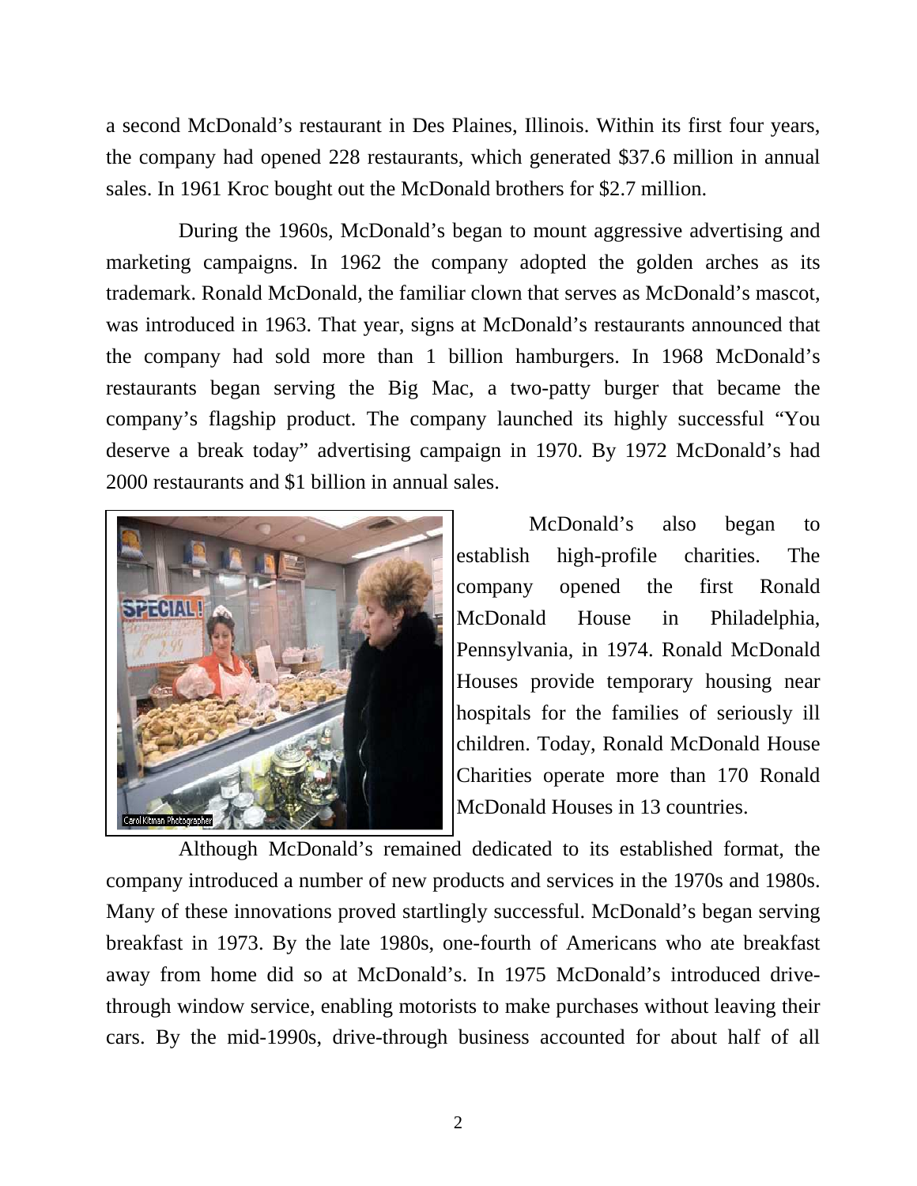a second McDonald's restaurant in Des Plaines, Illinois. Within its first four years, the company had opened 228 restaurants, which generated $37.6 million in annual sales. In 1961 Kroc bought out the McDonald brothers for $2.7 million.

During the 1960s, McDonald's began to mount aggressive advertising and marketing campaigns. In 1962 the company adopted the golden arches as its trademark. Ronald McDonald, the familiar clown that serves as McDonald's mascot, was introduced in 1963. That year, signs at McDonald's restaurants announced that the company had sold more than 1 billion hamburgers. In 1968 McDonald's restaurants began serving the Big Mac, a two-patty burger that became the company's flagship product. The company launched its highly successful "You deserve a break today" advertising campaign in 1970. By 1972 McDonald's had 2000 restaurants and $1 billion in annual sales.

McDonald's also began to establish high-profile charities. The company opened the first Ronald McDonald House in Philadelphia, Pennsylvania, in 1974. Ronald McDonald Houses provide temporary housing near hospitals for the families of seriously ill children. Today, Ronald McDonald House Charities operate more than 170 Ronald McDonald Houses in 13 countries.

Although McDonald's remained dedicated to its established format, the company introduced a number of new products and services in the 1970s and 1980s. Many of these innovations proved startlingly successful. McDonald's began serving breakfast in 1973. By the late 1980s, one-fourth of Americans who ate breakfast away from home did so at McDonald's. In 1975 McDonald's introduced drive-through window service, enabling motorists to make purchases without leaving their cars. By the mid-1990s, drive-through business accounted for about half of all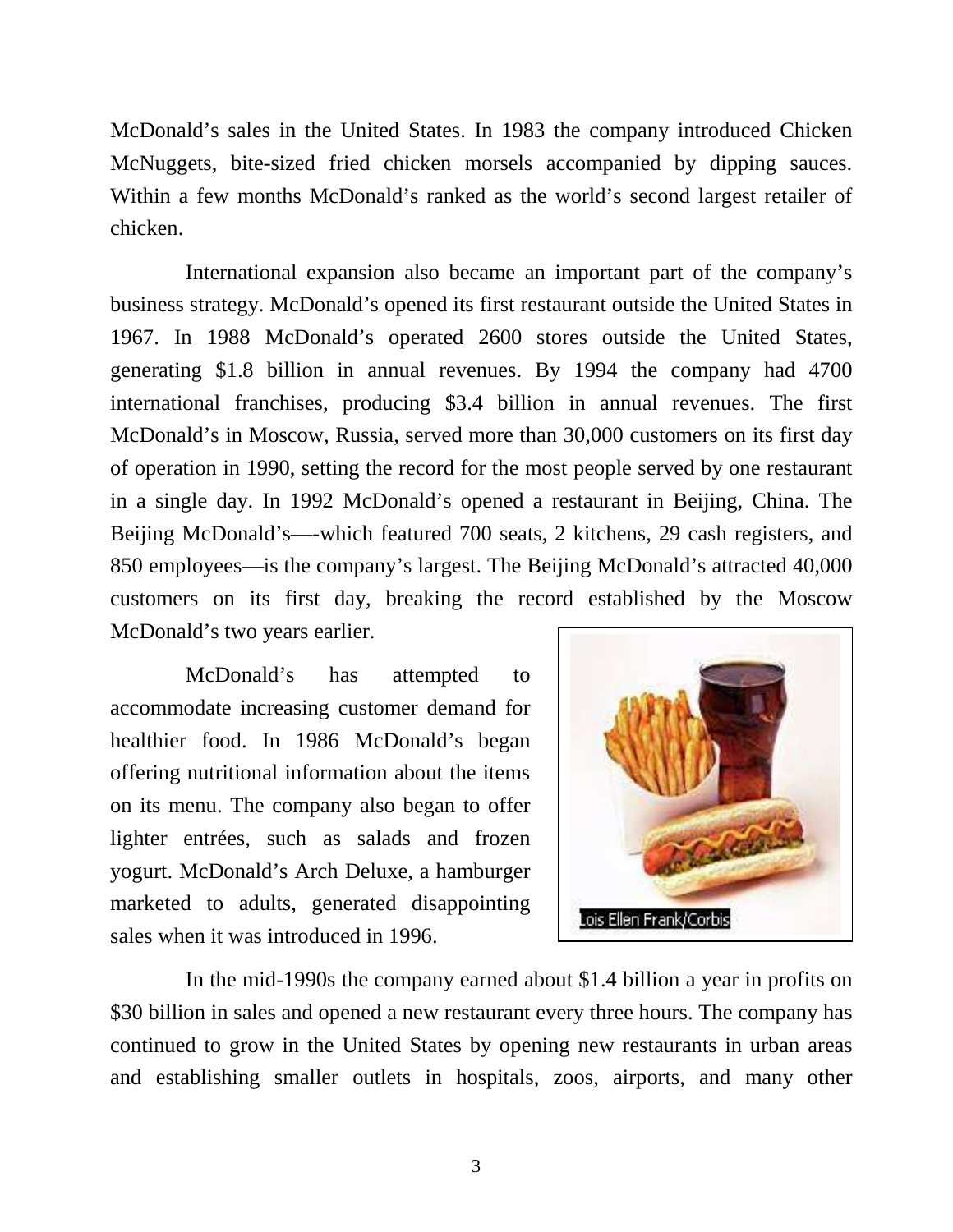McDonald's sales in the United States. In 1983 the company introduced Chicken McNuggets, bite-sized fried chicken morsels accompanied by dipping sauces. Within a few months McDonald's ranked as the world's second largest retailer of chicken.

International expansion also became an important part of the company's business strategy. McDonald's opened its first restaurant outside the United States in 1967. In 1988 McDonald's operated 2600 stores outside the United States, generating $1.8 billion in annual revenues. By 1994 the company had 4700 international franchises, producing $3.4 billion in annual revenues. The first McDonald's in Moscow, Russia, served more than 30,000 customers on its first day of operation in 1990, setting the record for the most people served by one restaurant in a single day. In 1992 McDonald's opened a restaurant in Beijing, China. The Beijing McDonald's—-which featured 700 seats, 2 kitchens, 29 cash registers, and 850 employees—is the company's largest. The Beijing McDonald's attracted 40,000 customers on its first day, breaking the record established by the Moscow McDonald's two years earlier.

McDonald's has attempted to accommodate increasing customer demand for healthier food. In 1986 McDonald's began offering nutritional information about the items on its menu. The company also began to offer lighter entrées, such as salads and frozen yogurt. McDonald's Arch Deluxe, a hamburger marketed to adults, generated disappointing sales when it was introduced in 1996.

Lois Ellen Frank/Corbis

In the mid-1990s the company earned about $1.4 billion a year in profits on $30 billion in sales and opened a new restaurant every three hours. The company has continued to grow in the United States by opening new restaurants in urban areas and establishing smaller outlets in hospitals, zoos, airports, and many other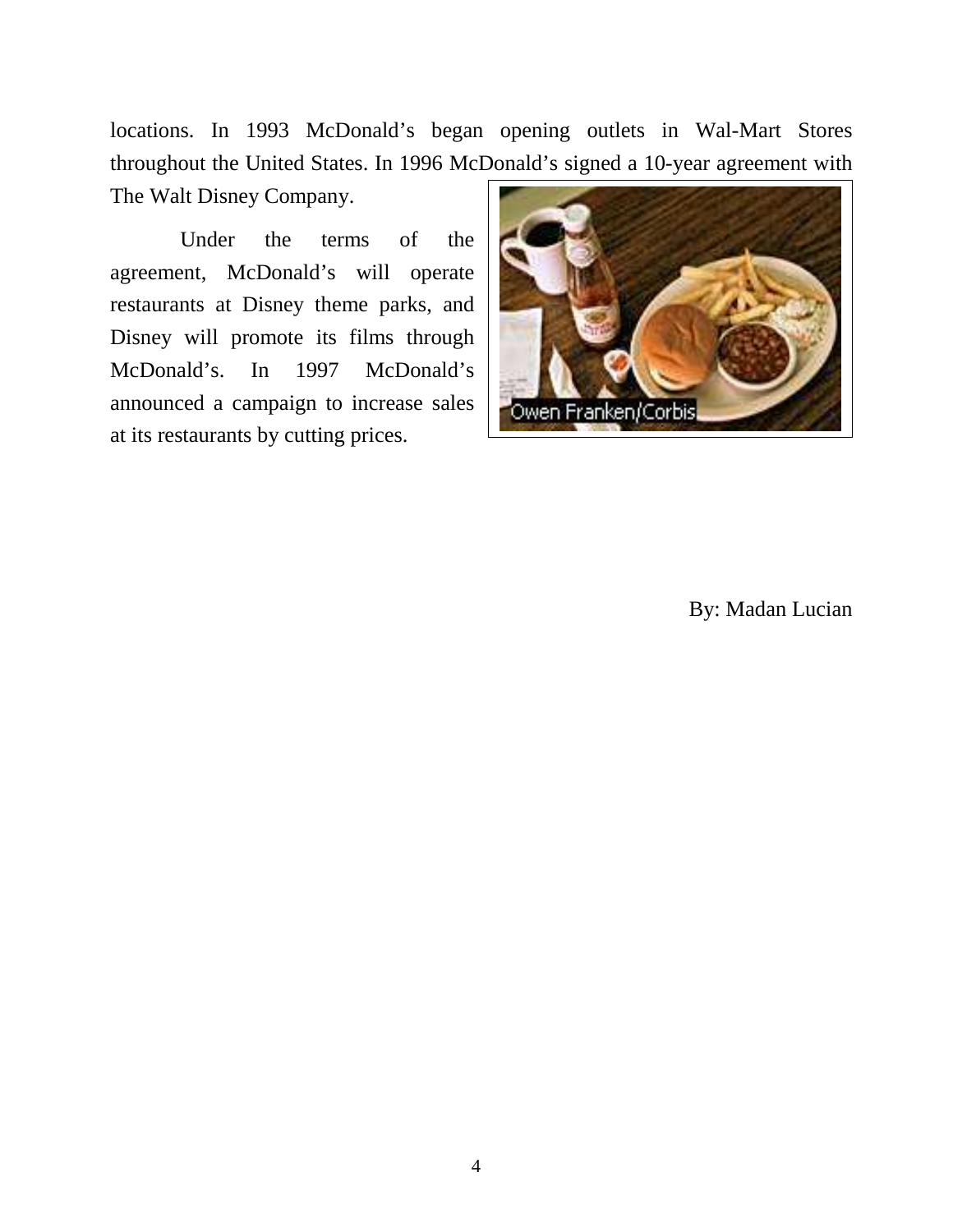locations. In 1993 McDonald's began opening outlets in Wal-Mart Stores throughout the United States. In 1996 McDonald's signed a 10-year agreement with The Walt Disney Company.

Under the terms of the agreement, McDonald's will operate restaurants at Disney theme parks, and Disney will promote its films through McDonald's. In 1997 McDonald's announced a campaign to increase sales at its restaurants by cutting prices.

Owen Franken/Corbis

By: Madan Lucian